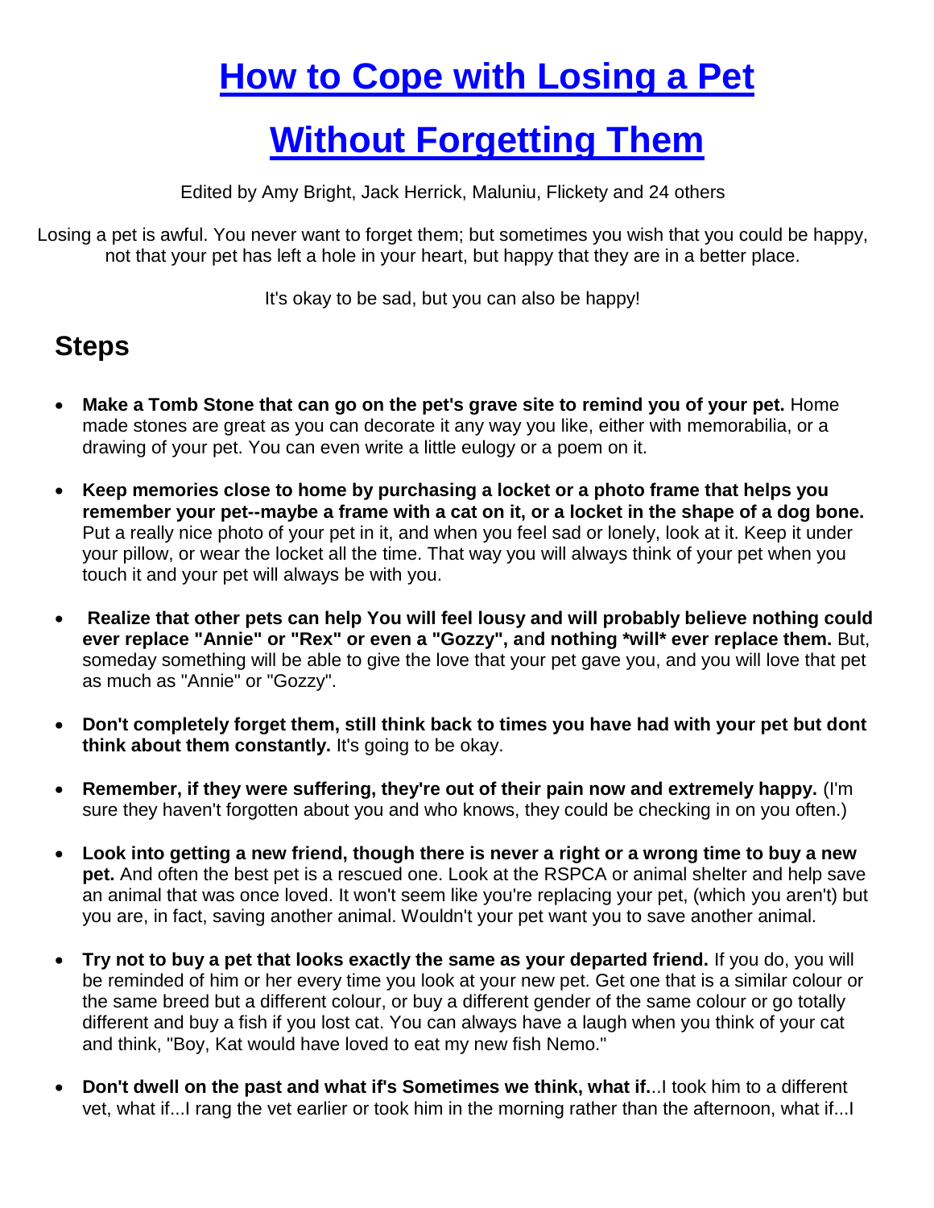# How to Cope with Losing a Pet Without Forgetting Them

Edited by Amy Bright, Jack Herrick, Maluniu, Flickety and 24 others

Losing a pet is awful. You never want to forget them; but sometimes you wish that you could be happy, not that your pet has left a hole in your heart, but happy that they are in a better place.

It's okay to be sad, but you can also be happy!

## Steps

- **Make a Tomb Stone that can go on the pet's grave site to remind you of your pet.** Home made stones are great as you can decorate it any way you like, either with memorabilia, or a drawing of your pet. You can even write a little eulogy or a poem on it.
- **Keep memories close to home by purchasing a locket or a photo frame that helps you remember your pet--maybe a frame with a cat on it, or a locket in the shape of a dog bone.** Put a really nice photo of your pet in it, and when you feel sad or lonely, look at it. Keep it under your pillow, or wear the locket all the time. That way you will always think of your pet when you touch it and your pet will always be with you.
- **Realize that other pets can help You will feel lousy and will probably believe nothing could ever replace "Annie" or "Rex" or even a "Gozzy", a**n**d nothing *will* ever replace them.** But, someday something will be able to give the love that your pet gave you, and you will love that pet as much as "Annie" or "Gozzy".
- **Don't completely forget them, still think back to times you have had with your pet but dont think about them constantly.** It's going to be okay.
- **Remember, if they were suffering, they're out of their pain now and extremely happy.** (I'm sure they haven't forgotten about you and who knows, they could be checking in on you often.)
- **Look into getting a new friend, though there is never a right or a wrong time to buy a new pet.** And often the best pet is a rescued one. Look at the RSPCA or animal shelter and help save an animal that was once loved. It won't seem like you're replacing your pet, (which you aren't) but you are, in fact, saving another animal. Wouldn't your pet want you to save another animal.
- **Try not to buy a pet that looks exactly the same as your departed friend.** If you do, you will be reminded of him or her every time you look at your new pet. Get one that is a similar colour or the same breed but a different colour, or buy a different gender of the same colour or go totally different and buy a fish if you lost cat. You can always have a laugh when you think of your cat and think, "Boy, Kat would have loved to eat my new fish Nemo."
- **Don't dwell on the past and what if's Sometimes we think, what if.**..I took him to a different vet, what if...I rang the vet earlier or took him in the morning rather than the afternoon, what if...I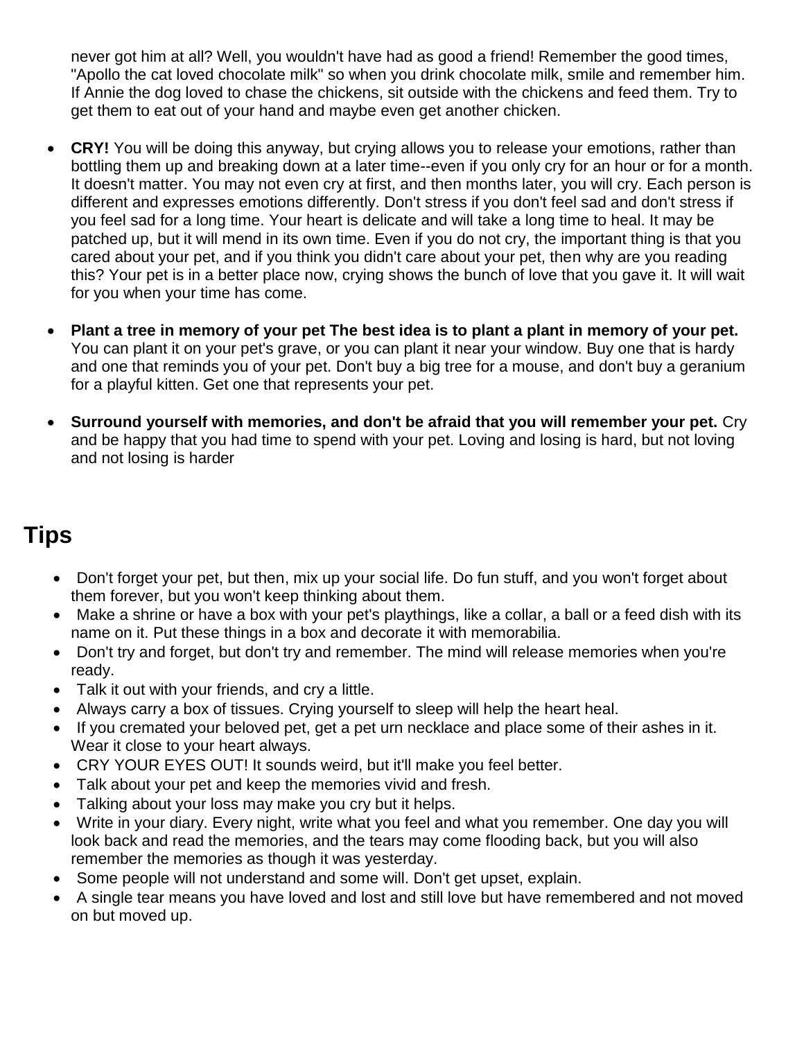never got him at all? Well, you wouldn't have had as good a friend! Remember the good times, "Apollo the cat loved chocolate milk" so when you drink chocolate milk, smile and remember him. If Annie the dog loved to chase the chickens, sit outside with the chickens and feed them. Try to get them to eat out of your hand and maybe even get another chicken.

- **CRY!** You will be doing this anyway, but crying allows you to release your emotions, rather than bottling them up and breaking down at a later time--even if you only cry for an hour or for a month. It doesn't matter. You may not even cry at first, and then months later, you will cry. Each person is different and expresses emotions differently. Don't stress if you don't feel sad and don't stress if you feel sad for a long time. Your heart is delicate and will take a long time to heal. It may be patched up, but it will mend in its own time. Even if you do not cry, the important thing is that you cared about your pet, and if you think you didn't care about your pet, then why are you reading this? Your pet is in a better place now, crying shows the bunch of love that you gave it. It will wait for you when your time has come.

- **Plant a tree in memory of your pet The best idea is to plant a plant in memory of your pet.** You can plant it on your pet's grave, or you can plant it near your window. Buy one that is hardy and one that reminds you of your pet. Don't buy a big tree for a mouse, and don't buy a geranium for a playful kitten. Get one that represents your pet.

- **Surround yourself with memories, and don't be afraid that you will remember your pet.** Cry and be happy that you had time to spend with your pet. Loving and losing is hard, but not loving and not losing is harder

## Tips

- Don't forget your pet, but then, mix up your social life. Do fun stuff, and you won't forget about them forever, but you won't keep thinking about them.
- Make a shrine or have a box with your pet's playthings, like a collar, a ball or a feed dish with its name on it. Put these things in a box and decorate it with memorabilia.
- Don't try and forget, but don't try and remember. The mind will release memories when you're ready.
- Talk it out with your friends, and cry a little.
- Always carry a box of tissues. Crying yourself to sleep will help the heart heal.
- If you cremated your beloved pet, get a pet urn necklace and place some of their ashes in it. Wear it close to your heart always.
- CRY YOUR EYES OUT! It sounds weird, but it'll make you feel better.
- Talk about your pet and keep the memories vivid and fresh.
- Talking about your loss may make you cry but it helps.
- Write in your diary. Every night, write what you feel and what you remember. One day you will look back and read the memories, and the tears may come flooding back, but you will also remember the memories as though it was yesterday.
- Some people will not understand and some will. Don't get upset, explain.
- A single tear means you have loved and lost and still love but have remembered and not moved on but moved up.